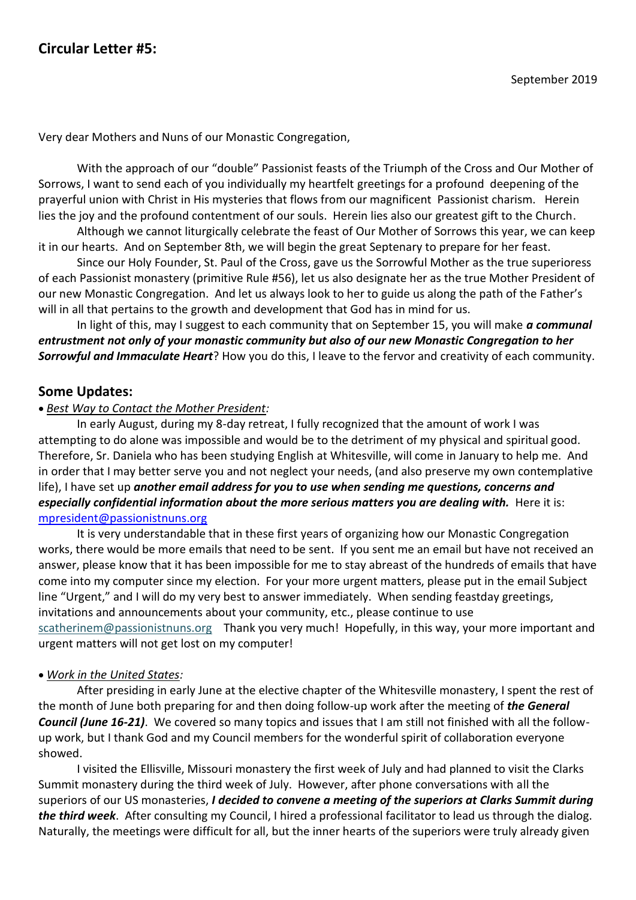## Circular Letter #5:

September 2019

Very dear Mothers and Nuns of our Monastic Congregation,

With the approach of our "double" Passionist feasts of the Triumph of the Cross and Our Mother of Sorrows, I want to send each of you individually my heartfelt greetings for a profound deepening of the prayerful union with Christ in His mysteries that flows from our magnificent Passionist charism. Herein lies the joy and the profound contentment of our souls. Herein lies also our greatest gift to the Church.

Although we cannot liturgically celebrate the feast of Our Mother of Sorrows this year, we can keep it in our hearts. And on September 8th, we will begin the great Septenary to prepare for her feast.

Since our Holy Founder, St. Paul of the Cross, gave us the Sorrowful Mother as the true superioress of each Passionist monastery (primitive Rule #56), let us also designate her as the true Mother President of our new Monastic Congregation. And let us always look to her to guide us along the path of the Father's will in all that pertains to the growth and development that God has in mind for us.

In light of this, may I suggest to each community that on September 15, you will make ***a communal entrustment not only of your monastic community but also of our new Monastic Congregation to her Sorrowful and Immaculate Heart***? How you do this, I leave to the fervor and creativity of each community.

## Some Updates:

- *Best Way to Contact the Mother President:*

In early August, during my 8-day retreat, I fully recognized that the amount of work I was attempting to do alone was impossible and would be to the detriment of my physical and spiritual good. Therefore, Sr. Daniela who has been studying English at Whitesville, will come in January to help me. And in order that I may better serve you and not neglect your needs, (and also preserve my own contemplative life), I have set up ***another email address for you to use when sending me questions, concerns and especially confidential information about the more serious matters you are dealing with.*** Here it is: mpresident@passionistnuns.org

It is very understandable that in these first years of organizing how our Monastic Congregation works, there would be more emails that need to be sent. If you sent me an email but have not received an answer, please know that it has been impossible for me to stay abreast of the hundreds of emails that have come into my computer since my election. For your more urgent matters, please put in the email Subject line "Urgent," and I will do my very best to answer immediately. When sending feastday greetings, invitations and announcements about your community, etc., please continue to use scatherinem@passionistnuns.org Thank you very much! Hopefully, in this way, your more important and urgent matters will not get lost on my computer!

- *Work in the United States:*

After presiding in early June at the elective chapter of the Whitesville monastery, I spent the rest of the month of June both preparing for and then doing follow-up work after the meeting of ***the General Council (June 16-21)***. We covered so many topics and issues that I am still not finished with all the follow-up work, but I thank God and my Council members for the wonderful spirit of collaboration everyone showed.

I visited the Ellisville, Missouri monastery the first week of July and had planned to visit the Clarks Summit monastery during the third week of July. However, after phone conversations with all the superiors of our US monasteries, ***I decided to convene a meeting of the superiors at Clarks Summit during the third week***. After consulting my Council, I hired a professional facilitator to lead us through the dialog. Naturally, the meetings were difficult for all, but the inner hearts of the superiors were truly already given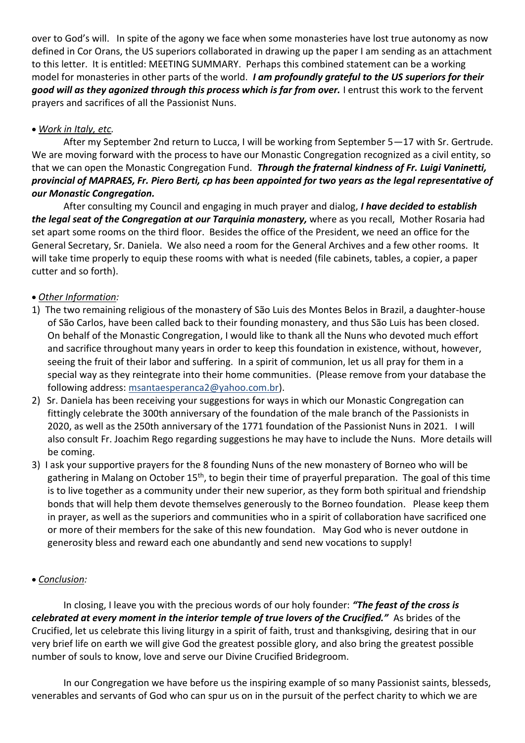over to God's will. In spite of the agony we face when some monasteries have lost true autonomy as now defined in Cor Orans, the US superiors collaborated in drawing up the paper I am sending as an attachment to this letter. It is entitled: MEETING SUMMARY. Perhaps this combined statement can be a working model for monasteries in other parts of the world. ***I am profoundly grateful to the US superiors for their good will as they agonized through this process which is far from over.*** I entrust this work to the fervent prayers and sacrifices of all the Passionist Nuns.

- *Work in Italy, etc.*

After my September 2nd return to Lucca, I will be working from September 5—17 with Sr. Gertrude. We are moving forward with the process to have our Monastic Congregation recognized as a civil entity, so that we can open the Monastic Congregation Fund. ***Through the fraternal kindness of Fr. Luigi Vaninetti, provincial of MAPRAES, Fr. Piero Berti, cp has been appointed for two years as the legal representative of our Monastic Congregation.***

After consulting my Council and engaging in much prayer and dialog, ***I have decided to establish the legal seat of the Congregation at our Tarquinia monastery,*** where as you recall, Mother Rosaria had set apart some rooms on the third floor. Besides the office of the President, we need an office for the General Secretary, Sr. Daniela. We also need a room for the General Archives and a few other rooms. It will take time properly to equip these rooms with what is needed (file cabinets, tables, a copier, a paper cutter and so forth).

- *Other Information:*

1) The two remaining religious of the monastery of São Luis des Montes Belos in Brazil, a daughter-house of São Carlos, have been called back to their founding monastery, and thus São Luis has been closed. On behalf of the Monastic Congregation, I would like to thank all the Nuns who devoted much effort and sacrifice throughout many years in order to keep this foundation in existence, without, however, seeing the fruit of their labor and suffering. In a spirit of communion, let us all pray for them in a special way as they reintegrate into their home communities. (Please remove from your database the following address: msantaesperanca2@yahoo.com.br).
2) Sr. Daniela has been receiving your suggestions for ways in which our Monastic Congregation can fittingly celebrate the 300th anniversary of the foundation of the male branch of the Passionists in 2020, as well as the 250th anniversary of the 1771 foundation of the Passionist Nuns in 2021. I will also consult Fr. Joachim Rego regarding suggestions he may have to include the Nuns. More details will be coming.
3) I ask your supportive prayers for the 8 founding Nuns of the new monastery of Borneo who will be gathering in Malang on October 15th, to begin their time of prayerful preparation. The goal of this time is to live together as a community under their new superior, as they form both spiritual and friendship bonds that will help them devote themselves generously to the Borneo foundation. Please keep them in prayer, as well as the superiors and communities who in a spirit of collaboration have sacrificed one or more of their members for the sake of this new foundation. May God who is never outdone in generosity bless and reward each one abundantly and send new vocations to supply!

- *Conclusion:*

In closing, I leave you with the precious words of our holy founder: ***"The feast of the cross is celebrated at every moment in the interior temple of true lovers of the Crucified."*** As brides of the Crucified, let us celebrate this living liturgy in a spirit of faith, trust and thanksgiving, desiring that in our very brief life on earth we will give God the greatest possible glory, and also bring the greatest possible number of souls to know, love and serve our Divine Crucified Bridegroom.

In our Congregation we have before us the inspiring example of so many Passionist saints, blesseds, venerables and servants of God who can spur us on in the pursuit of the perfect charity to which we are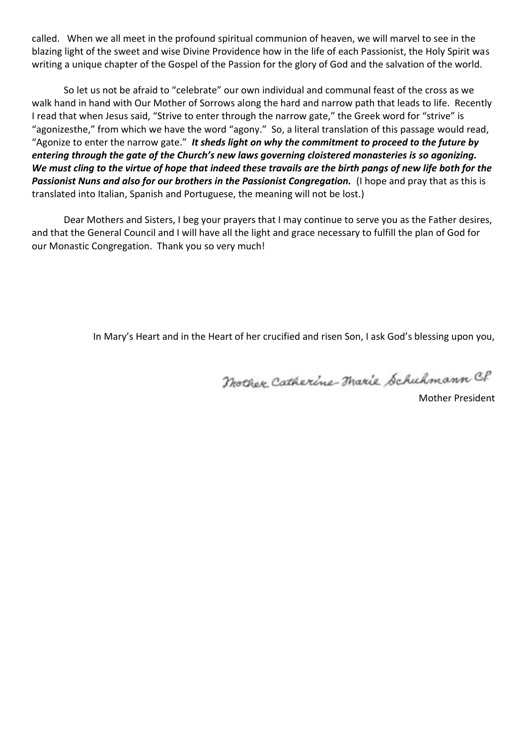called. When we all meet in the profound spiritual communion of heaven, we will marvel to see in the blazing light of the sweet and wise Divine Providence how in the life of each Passionist, the Holy Spirit was writing a unique chapter of the Gospel of the Passion for the glory of God and the salvation of the world.

So let us not be afraid to "celebrate" our own individual and communal feast of the cross as we walk hand in hand with Our Mother of Sorrows along the hard and narrow path that leads to life. Recently I read that when Jesus said, "Strive to enter through the narrow gate," the Greek word for "strive" is "agonizesthe," from which we have the word "agony." So, a literal translation of this passage would read, "Agonize to enter the narrow gate." ***It sheds light on why the commitment to proceed to the future by entering through the gate of the Church's new laws governing cloistered monasteries is so agonizing. We must cling to the virtue of hope that indeed these travails are the birth pangs of new life both for the Passionist Nuns and also for our brothers in the Passionist Congregation.*** (I hope and pray that as this is translated into Italian, Spanish and Portuguese, the meaning will not be lost.)

Dear Mothers and Sisters, I beg your prayers that I may continue to serve you as the Father desires, and that the General Council and I will have all the light and grace necessary to fulfill the plan of God for our Monastic Congregation. Thank you so very much!

In Mary's Heart and in the Heart of her crucified and risen Son, I ask God's blessing upon you,

Mother Catherine Marie Schuhmann CP

Mother President